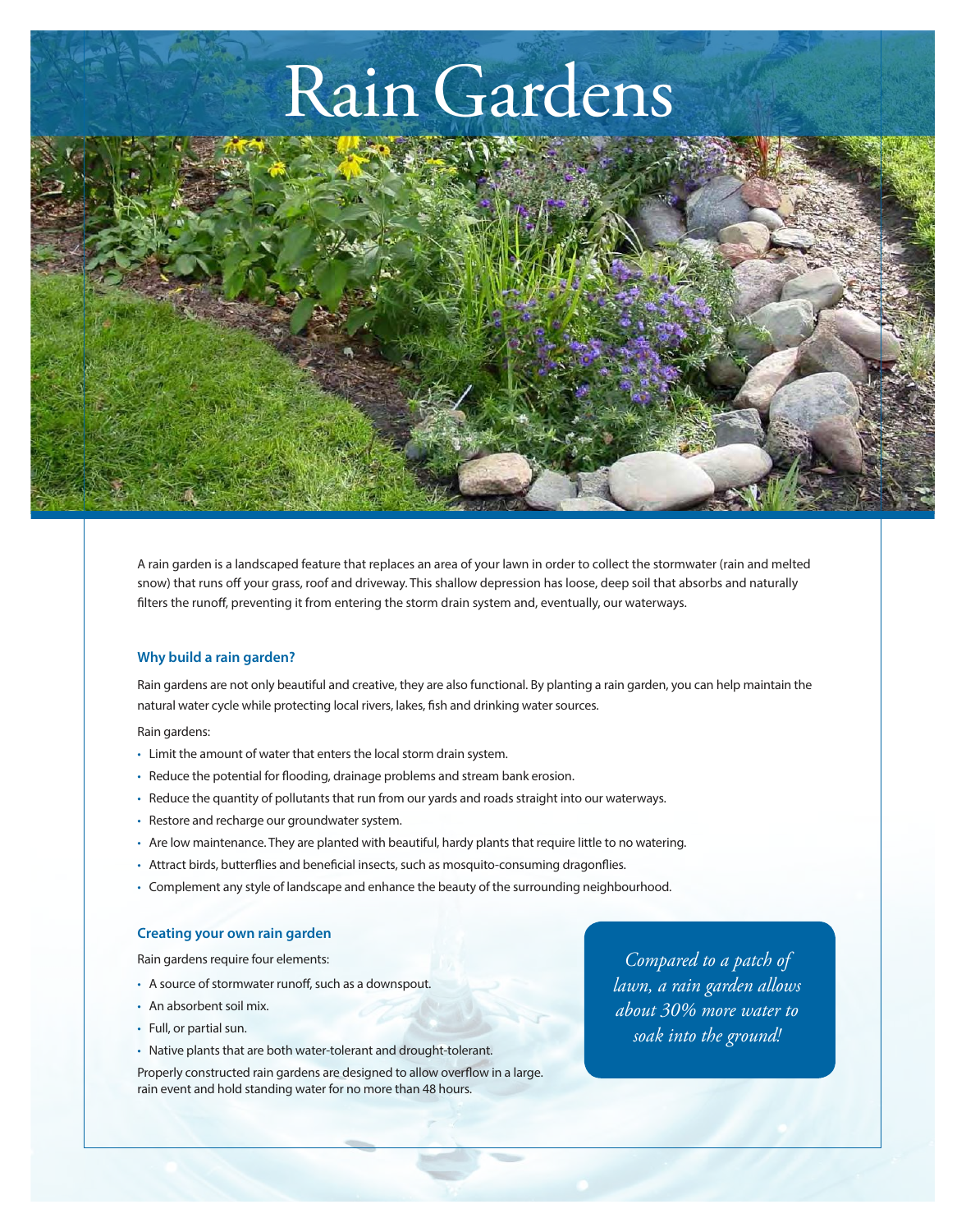# Rain Gardens

A rain garden is a landscaped feature that replaces an area of your lawn in order to collect the stormwater (rain and melted snow) that runs off your grass, roof and driveway. This shallow depression has loose, deep soil that absorbs and naturally filters the runoff, preventing it from entering the storm drain system and, eventually, our waterways.

### Why build a rain garden?

Rain gardens are not only beautiful and creative, they are also functional. By planting a rain garden, you can help maintain the natural water cycle while protecting local rivers, lakes, fish and drinking water sources.

Rain gardens:

- Limit the amount of water that enters the local storm drain system.
- Reduce the potential for flooding, drainage problems and stream bank erosion.
- Reduce the quantity of pollutants that run from our yards and roads straight into our waterways.
- Restore and recharge our groundwater system.
- Are low maintenance. They are planted with beautiful, hardy plants that require little to no watering.
- Attract birds, butterflies and beneficial insects, such as mosquito-consuming dragonflies.
- Complement any style of landscape and enhance the beauty of the surrounding neighbourhood.

### Creating your own rain garden

Rain gardens require four elements:

- A source of stormwater runoff, such as a downspout.
- An absorbent soil mix.
- Full, or partial sun.
- Native plants that are both water-tolerant and drought-tolerant.

Properly constructed rain gardens are designed to allow overflow in a large. rain event and hold standing water for no more than 48 hours.

*Compared to a patch of lawn, a rain garden allows about 30% more water to soak into the ground!*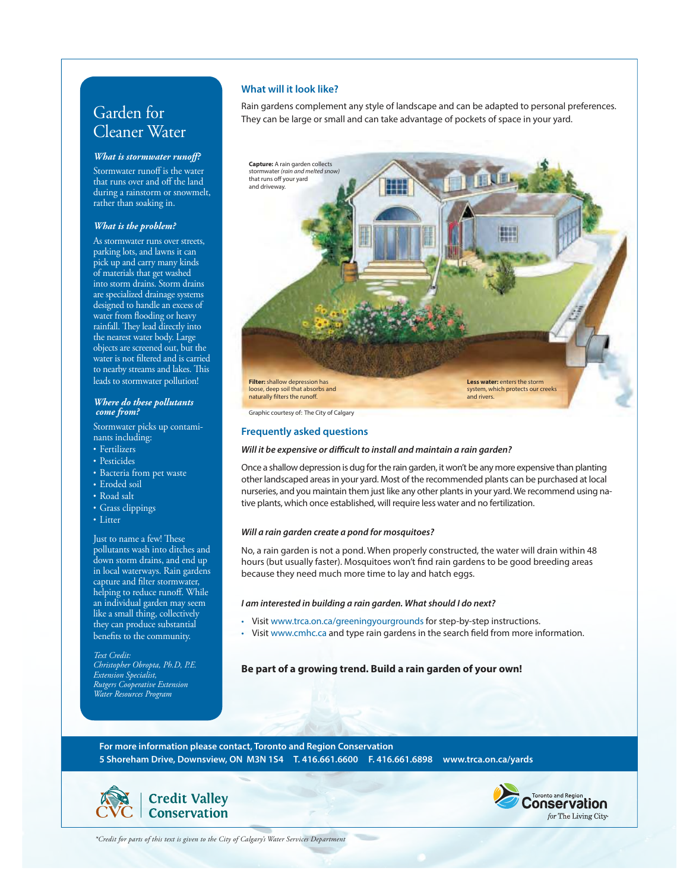# Garden for Cleaner Water

### *What is stormwater runoff?*

Stormwater runoff is the water that runs over and off the land during a rainstorm or snowmelt, rather than soaking in.

### *What is the problem?*

As stormwater runs over streets, parking lots, and lawns it can pick up and carry many kinds of materials that get washed into storm drains. Storm drains are specialized drainage systems designed to handle an excess of water from flooding or heavy rainfall. They lead directly into the nearest water body. Large objects are screened out, but the water is not filtered and is carried to nearby streams and lakes. This leads to stormwater pollution!

### *Where do these pollutants come from?*

Stormwater picks up contaminants including:

- Fertilizers
- Pesticides
- Bacteria from pet waste
- Eroded soil
- Road salt
- Grass clippings
- Litter

Just to name a few! These pollutants wash into ditches and down storm drains, and end up in local waterways. Rain gardens capture and filter stormwater, helping to reduce runoff. While an individual garden may seem like a small thing, collectively they can produce substantial benefits to the community.

*Text Credit:*
*Christopher Obropta, Ph.D, P.E.*
*Extension Specialist,*
*Rutgers Cooperative Extension*
*Water Resources Program*

## What will it look like?

Rain gardens complement any style of landscape and can be adapted to personal preferences. They can be large or small and can take advantage of pockets of space in your yard.

**Capture:** A rain garden collects stormwater *(rain and melted snow)* that runs off your yard and driveway.

**Filter:** shallow depression has loose, deep soil that absorbs and naturally filters the runoff.

**Less water:** enters the storm system, which protects our creeks and rivers.

Graphic courtesy of: The City of Calgary

## Frequently asked questions

***Will it be expensive or difficult to install and maintain a rain garden?***

Once a shallow depression is dug for the rain garden, it won't be any more expensive than planting other landscaped areas in your yard. Most of the recommended plants can be purchased at local nurseries, and you maintain them just like any other plants in your yard. We recommend using native plants, which once established, will require less water and no fertilization.

***Will a rain garden create a pond for mosquitoes?***

No, a rain garden is not a pond. When properly constructed, the water will drain within 48 hours (but usually faster). Mosquitoes won't find rain gardens to be good breeding areas because they need much more time to lay and hatch eggs.

***I am interested in building a rain garden. What should I do next?***

- Visit www.trca.on.ca/greeningyourgrounds for step-by-step instructions.
- Visit www.cmhc.ca and type rain gardens in the search field from more information.

**Be part of a growing trend. Build a rain garden of your own!**

**For more information please contact, Toronto and Region Conservation**
**5 Shoreham Drive, Downsview, ON M3N 1S4 T. 416.661.6600 F. 416.661.6898 www.trca.on.ca/yards**

Credit Valley Conservation

Toronto and Region Conservation *for* The Living City

*\*Credit for parts of this text is given to the City of Calgary's Water Services Department*